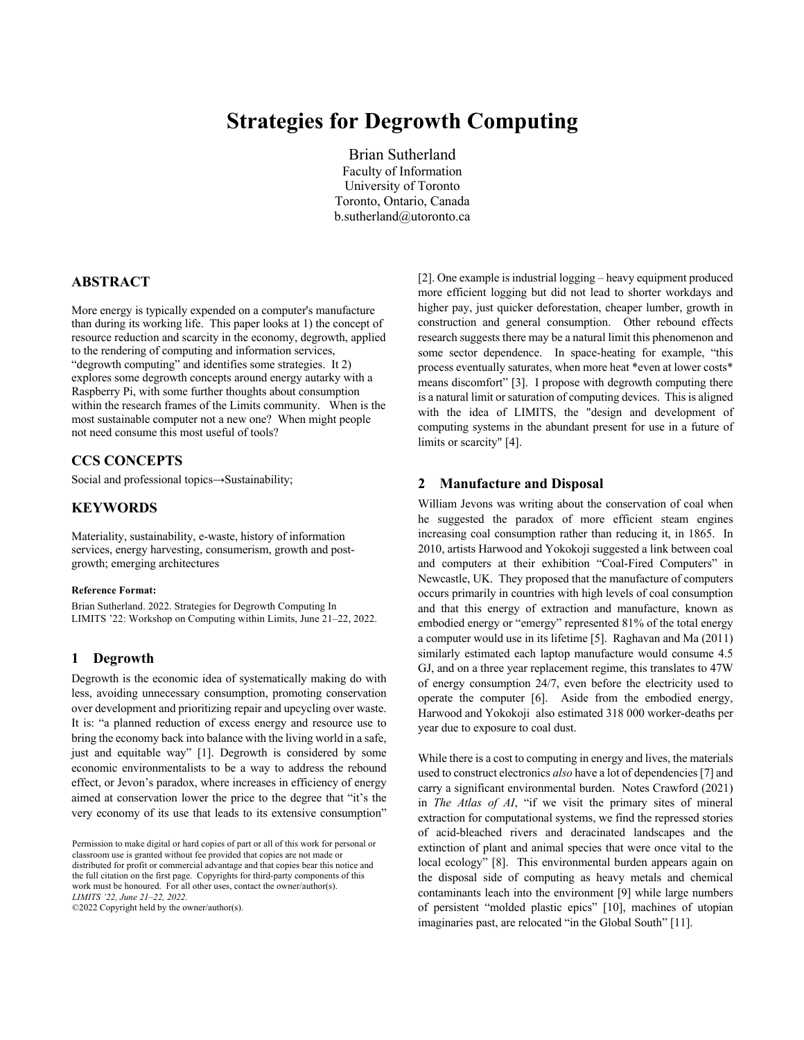# Strategies for Degrowth Computing

Brian Sutherland
Faculty of Information
University of Toronto
Toronto, Ontario, Canada
b.sutherland@utoronto.ca

## ABSTRACT

More energy is typically expended on a computer's manufacture than during its working life. This paper looks at 1) the concept of resource reduction and scarcity in the economy, degrowth, applied to the rendering of computing and information services, "degrowth computing" and identifies some strategies. It 2) explores some degrowth concepts around energy autarky with a Raspberry Pi, with some further thoughts about consumption within the research frames of the Limits community. When is the most sustainable computer not a new one? When might people not need consume this most useful of tools?

## CCS CONCEPTS

Social and professional topics→Sustainability;

## KEYWORDS

Materiality, sustainability, e-waste, history of information services, energy harvesting, consumerism, growth and post-growth; emerging architectures

**Reference Format:**

Brian Sutherland. 2022. Strategies for Degrowth Computing In LIMITS '22: Workshop on Computing within Limits, June 21–22, 2022.

## 1 Degrowth

Degrowth is the economic idea of systematically making do with less, avoiding unnecessary consumption, promoting conservation over development and prioritizing repair and upcycling over waste. It is: "a planned reduction of excess energy and resource use to bring the economy back into balance with the living world in a safe, just and equitable way" [1]. Degrowth is considered by some economic environmentalists to be a way to address the rebound effect, or Jevon's paradox, where increases in efficiency of energy aimed at conservation lower the price to the degree that "it's the very economy of its use that leads to its extensive consumption" [2]. One example is industrial logging – heavy equipment produced more efficient logging but did not lead to shorter workdays and higher pay, just quicker deforestation, cheaper lumber, growth in construction and general consumption. Other rebound effects research suggests there may be a natural limit this phenomenon and some sector dependence. In space-heating for example, "this process eventually saturates, when more heat *even at lower costs* means discomfort" [3]. I propose with degrowth computing there is a natural limit or saturation of computing devices. This is aligned with the idea of LIMITS, the "design and development of computing systems in the abundant present for use in a future of limits or scarcity" [4].

Permission to make digital or hard copies of part or all of this work for personal or classroom use is granted without fee provided that copies are not made or distributed for profit or commercial advantage and that copies bear this notice and the full citation on the first page. Copyrights for third-party components of this work must be honoured. For all other uses, contact the owner/author(s).
*LIMITS '22, June 21–22, 2022.*
©2022 Copyright held by the owner/author(s).

## 2 Manufacture and Disposal

William Jevons was writing about the conservation of coal when he suggested the paradox of more efficient steam engines increasing coal consumption rather than reducing it, in 1865. In 2010, artists Harwood and Yokokoji suggested a link between coal and computers at their exhibition "Coal-Fired Computers" in Newcastle, UK. They proposed that the manufacture of computers occurs primarily in countries with high levels of coal consumption and that this energy of extraction and manufacture, known as embodied energy or "emergy" represented 81% of the total energy a computer would use in its lifetime [5]. Raghavan and Ma (2011) similarly estimated each laptop manufacture would consume 4.5 GJ, and on a three year replacement regime, this translates to 47W of energy consumption 24/7, even before the electricity used to operate the computer [6]. Aside from the embodied energy, Harwood and Yokokoji also estimated 318 000 worker-deaths per year due to exposure to coal dust.

While there is a cost to computing in energy and lives, the materials used to construct electronics *also* have a lot of dependencies [7] and carry a significant environmental burden. Notes Crawford (2021) in *The Atlas of AI*, "if we visit the primary sites of mineral extraction for computational systems, we find the repressed stories of acid-bleached rivers and deracinated landscapes and the extinction of plant and animal species that were once vital to the local ecology" [8]. This environmental burden appears again on the disposal side of computing as heavy metals and chemical contaminants leach into the environment [9] while large numbers of persistent "molded plastic epics" [10], machines of utopian imaginaries past, are relocated "in the Global South" [11].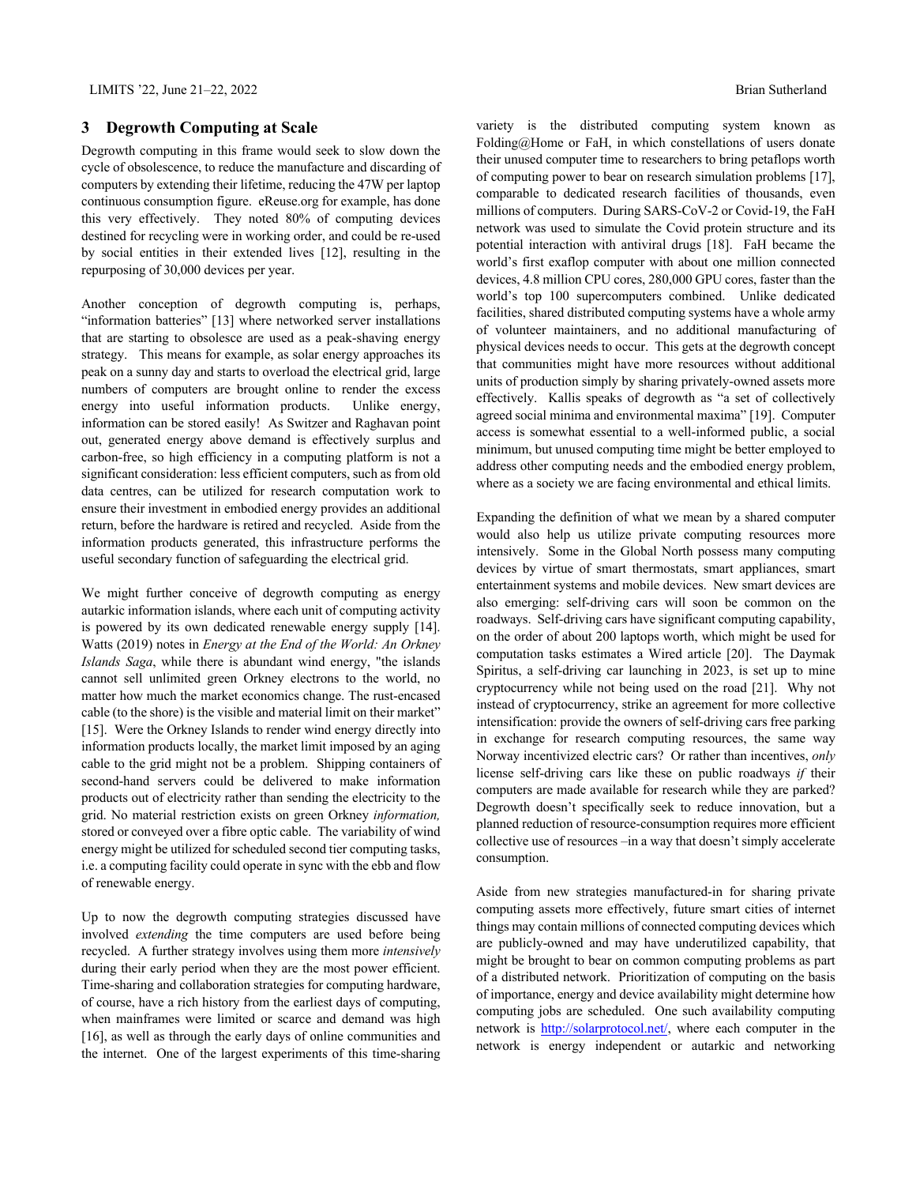## 3 Degrowth Computing at Scale

Degrowth computing in this frame would seek to slow down the cycle of obsolescence, to reduce the manufacture and discarding of computers by extending their lifetime, reducing the 47W per laptop continuous consumption figure. eReuse.org for example, has done this very effectively. They noted 80% of computing devices destined for recycling were in working order, and could be re-used by social entities in their extended lives [12], resulting in the repurposing of 30,000 devices per year.

Another conception of degrowth computing is, perhaps, "information batteries" [13] where networked server installations that are starting to obsolesce are used as a peak-shaving energy strategy. This means for example, as solar energy approaches its peak on a sunny day and starts to overload the electrical grid, large numbers of computers are brought online to render the excess energy into useful information products. Unlike energy, information can be stored easily! As Switzer and Raghavan point out, generated energy above demand is effectively surplus and carbon-free, so high efficiency in a computing platform is not a significant consideration: less efficient computers, such as from old data centres, can be utilized for research computation work to ensure their investment in embodied energy provides an additional return, before the hardware is retired and recycled. Aside from the information products generated, this infrastructure performs the useful secondary function of safeguarding the electrical grid.

We might further conceive of degrowth computing as energy autarkic information islands, where each unit of computing activity is powered by its own dedicated renewable energy supply [14]. Watts (2019) notes in *Energy at the End of the World: An Orkney Islands Saga*, while there is abundant wind energy, "the islands cannot sell unlimited green Orkney electrons to the world, no matter how much the market economics change. The rust-encased cable (to the shore) is the visible and material limit on their market" [15]. Were the Orkney Islands to render wind energy directly into information products locally, the market limit imposed by an aging cable to the grid might not be a problem. Shipping containers of second-hand servers could be delivered to make information products out of electricity rather than sending the electricity to the grid. No material restriction exists on green Orkney *information,* stored or conveyed over a fibre optic cable. The variability of wind energy might be utilized for scheduled second tier computing tasks, i.e. a computing facility could operate in sync with the ebb and flow of renewable energy.

Up to now the degrowth computing strategies discussed have involved *extending* the time computers are used before being recycled. A further strategy involves using them more *intensively* during their early period when they are the most power efficient. Time-sharing and collaboration strategies for computing hardware, of course, have a rich history from the earliest days of computing, when mainframes were limited or scarce and demand was high [16], as well as through the early days of online communities and the internet. One of the largest experiments of this time-sharing variety is the distributed computing system known as Folding@Home or FaH, in which constellations of users donate their unused computer time to researchers to bring petaflops worth of computing power to bear on research simulation problems [17], comparable to dedicated research facilities of thousands, even millions of computers. During SARS-CoV-2 or Covid-19, the FaH network was used to simulate the Covid protein structure and its potential interaction with antiviral drugs [18]. FaH became the world's first exaflop computer with about one million connected devices, 4.8 million CPU cores, 280,000 GPU cores, faster than the world's top 100 supercomputers combined. Unlike dedicated facilities, shared distributed computing systems have a whole army of volunteer maintainers, and no additional manufacturing of physical devices needs to occur. This gets at the degrowth concept that communities might have more resources without additional units of production simply by sharing privately-owned assets more effectively. Kallis speaks of degrowth as "a set of collectively agreed social minima and environmental maxima" [19]. Computer access is somewhat essential to a well-informed public, a social minimum, but unused computing time might be better employed to address other computing needs and the embodied energy problem, where as a society we are facing environmental and ethical limits.

Expanding the definition of what we mean by a shared computer would also help us utilize private computing resources more intensively. Some in the Global North possess many computing devices by virtue of smart thermostats, smart appliances, smart entertainment systems and mobile devices. New smart devices are also emerging: self-driving cars will soon be common on the roadways. Self-driving cars have significant computing capability, on the order of about 200 laptops worth, which might be used for computation tasks estimates a Wired article [20]. The Daymak Spiritus, a self-driving car launching in 2023, is set up to mine cryptocurrency while not being used on the road [21]. Why not instead of cryptocurrency, strike an agreement for more collective intensification: provide the owners of self-driving cars free parking in exchange for research computing resources, the same way Norway incentivized electric cars? Or rather than incentives, *only* license self-driving cars like these on public roadways *if* their computers are made available for research while they are parked? Degrowth doesn't specifically seek to reduce innovation, but a planned reduction of resource-consumption requires more efficient collective use of resources –in a way that doesn't simply accelerate consumption.

Aside from new strategies manufactured-in for sharing private computing assets more effectively, future smart cities of internet things may contain millions of connected computing devices which are publicly-owned and may have underutilized capability, that might be brought to bear on common computing problems as part of a distributed network. Prioritization of computing on the basis of importance, energy and device availability might determine how computing jobs are scheduled. One such availability computing network is http://solarprotocol.net/, where each computer in the network is energy independent or autarkic and networking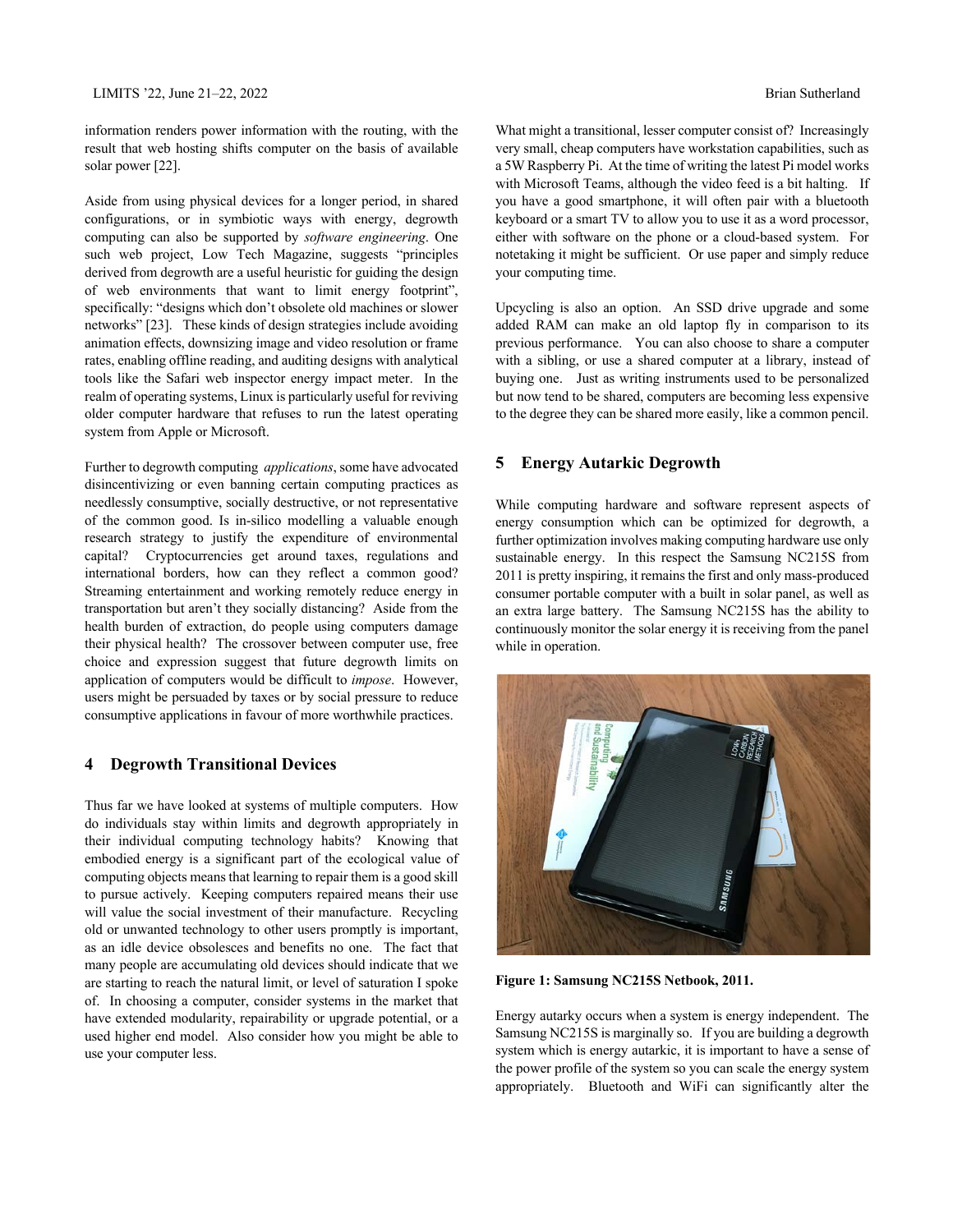information renders power information with the routing, with the result that web hosting shifts computer on the basis of available solar power [22].

Aside from using physical devices for a longer period, in shared configurations, or in symbiotic ways with energy, degrowth computing can also be supported by *software engineering*. One such web project, Low Tech Magazine, suggests "principles derived from degrowth are a useful heuristic for guiding the design of web environments that want to limit energy footprint", specifically: "designs which don't obsolete old machines or slower networks" [23]. These kinds of design strategies include avoiding animation effects, downsizing image and video resolution or frame rates, enabling offline reading, and auditing designs with analytical tools like the Safari web inspector energy impact meter. In the realm of operating systems, Linux is particularly useful for reviving older computer hardware that refuses to run the latest operating system from Apple or Microsoft.

Further to degrowth computing *applications*, some have advocated disincentivizing or even banning certain computing practices as needlessly consumptive, socially destructive, or not representative of the common good. Is in-silico modelling a valuable enough research strategy to justify the expenditure of environmental capital? Cryptocurrencies get around taxes, regulations and international borders, how can they reflect a common good? Streaming entertainment and working remotely reduce energy in transportation but aren't they socially distancing? Aside from the health burden of extraction, do people using computers damage their physical health? The crossover between computer use, free choice and expression suggest that future degrowth limits on application of computers would be difficult to *impose*. However, users might be persuaded by taxes or by social pressure to reduce consumptive applications in favour of more worthwhile practices.

## 4 Degrowth Transitional Devices

Thus far we have looked at systems of multiple computers. How do individuals stay within limits and degrowth appropriately in their individual computing technology habits? Knowing that embodied energy is a significant part of the ecological value of computing objects means that learning to repair them is a good skill to pursue actively. Keeping computers repaired means their use will value the social investment of their manufacture. Recycling old or unwanted technology to other users promptly is important, as an idle device obsolesces and benefits no one. The fact that many people are accumulating old devices should indicate that we are starting to reach the natural limit, or level of saturation I spoke of. In choosing a computer, consider systems in the market that have extended modularity, repairability or upgrade potential, or a used higher end model. Also consider how you might be able to use your computer less.

What might a transitional, lesser computer consist of? Increasingly very small, cheap computers have workstation capabilities, such as a 5W Raspberry Pi. At the time of writing the latest Pi model works with Microsoft Teams, although the video feed is a bit halting. If you have a good smartphone, it will often pair with a bluetooth keyboard or a smart TV to allow you to use it as a word processor, either with software on the phone or a cloud-based system. For notetaking it might be sufficient. Or use paper and simply reduce your computing time.

Upcycling is also an option. An SSD drive upgrade and some added RAM can make an old laptop fly in comparison to its previous performance. You can also choose to share a computer with a sibling, or use a shared computer at a library, instead of buying one. Just as writing instruments used to be personalized but now tend to be shared, computers are becoming less expensive to the degree they can be shared more easily, like a common pencil.

## 5 Energy Autarkic Degrowth

While computing hardware and software represent aspects of energy consumption which can be optimized for degrowth, a further optimization involves making computing hardware use only sustainable energy. In this respect the Samsung NC215S from 2011 is pretty inspiring, it remains the first and only mass-produced consumer portable computer with a built in solar panel, as well as an extra large battery. The Samsung NC215S has the ability to continuously monitor the solar energy it is receiving from the panel while in operation.

**Figure 1: Samsung NC215S Netbook, 2011.**

Energy autarky occurs when a system is energy independent. The Samsung NC215S is marginally so. If you are building a degrowth system which is energy autarkic, it is important to have a sense of the power profile of the system so you can scale the energy system appropriately. Bluetooth and WiFi can significantly alter the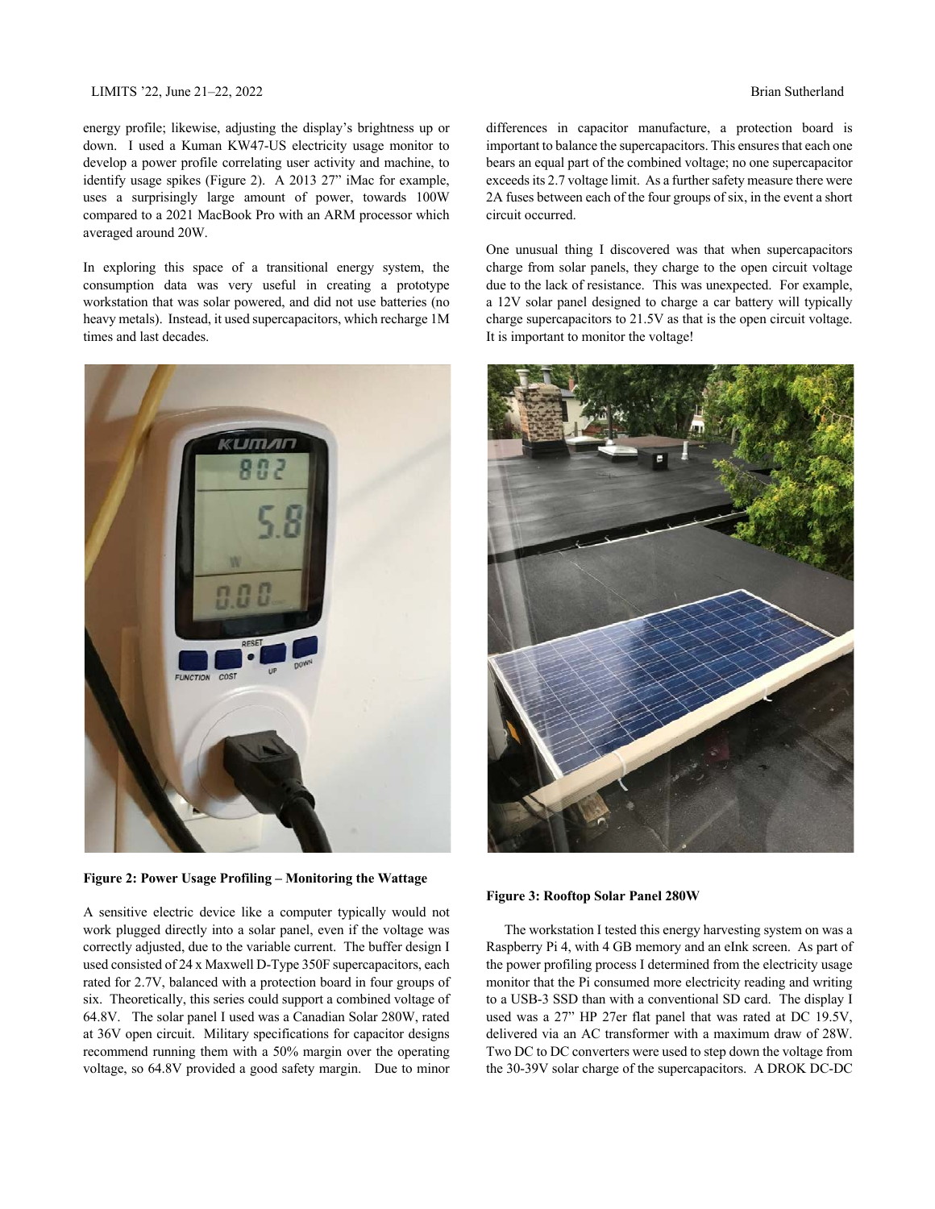energy profile; likewise, adjusting the display's brightness up or down. I used a Kuman KW47-US electricity usage monitor to develop a power profile correlating user activity and machine, to identify usage spikes (Figure 2). A 2013 27" iMac for example, uses a surprisingly large amount of power, towards 100W compared to a 2021 MacBook Pro with an ARM processor which averaged around 20W.

In exploring this space of a transitional energy system, the consumption data was very useful in creating a prototype workstation that was solar powered, and did not use batteries (no heavy metals). Instead, it used supercapacitors, which recharge 1M times and last decades.

**Figure 2: Power Usage Profiling – Monitoring the Wattage**

A sensitive electric device like a computer typically would not work plugged directly into a solar panel, even if the voltage was correctly adjusted, due to the variable current. The buffer design I used consisted of 24 x Maxwell D-Type 350F supercapacitors, each rated for 2.7V, balanced with a protection board in four groups of six. Theoretically, this series could support a combined voltage of 64.8V. The solar panel I used was a Canadian Solar 280W, rated at 36V open circuit. Military specifications for capacitor designs recommend running them with a 50% margin over the operating voltage, so 64.8V provided a good safety margin. Due to minor differences in capacitor manufacture, a protection board is important to balance the supercapacitors. This ensures that each one bears an equal part of the combined voltage; no one supercapacitor exceeds its 2.7 voltage limit. As a further safety measure there were 2A fuses between each of the four groups of six, in the event a short circuit occurred.

One unusual thing I discovered was that when supercapacitors charge from solar panels, they charge to the open circuit voltage due to the lack of resistance. This was unexpected. For example, a 12V solar panel designed to charge a car battery will typically charge supercapacitors to 21.5V as that is the open circuit voltage. It is important to monitor the voltage!

**Figure 3: Rooftop Solar Panel 280W**

The workstation I tested this energy harvesting system on was a Raspberry Pi 4, with 4 GB memory and an eInk screen. As part of the power profiling process I determined from the electricity usage monitor that the Pi consumed more electricity reading and writing to a USB-3 SSD than with a conventional SD card. The display I used was a 27" HP 27er flat panel that was rated at DC 19.5V, delivered via an AC transformer with a maximum draw of 28W. Two DC to DC converters were used to step down the voltage from the 30-39V solar charge of the supercapacitors. A DROK DC-DC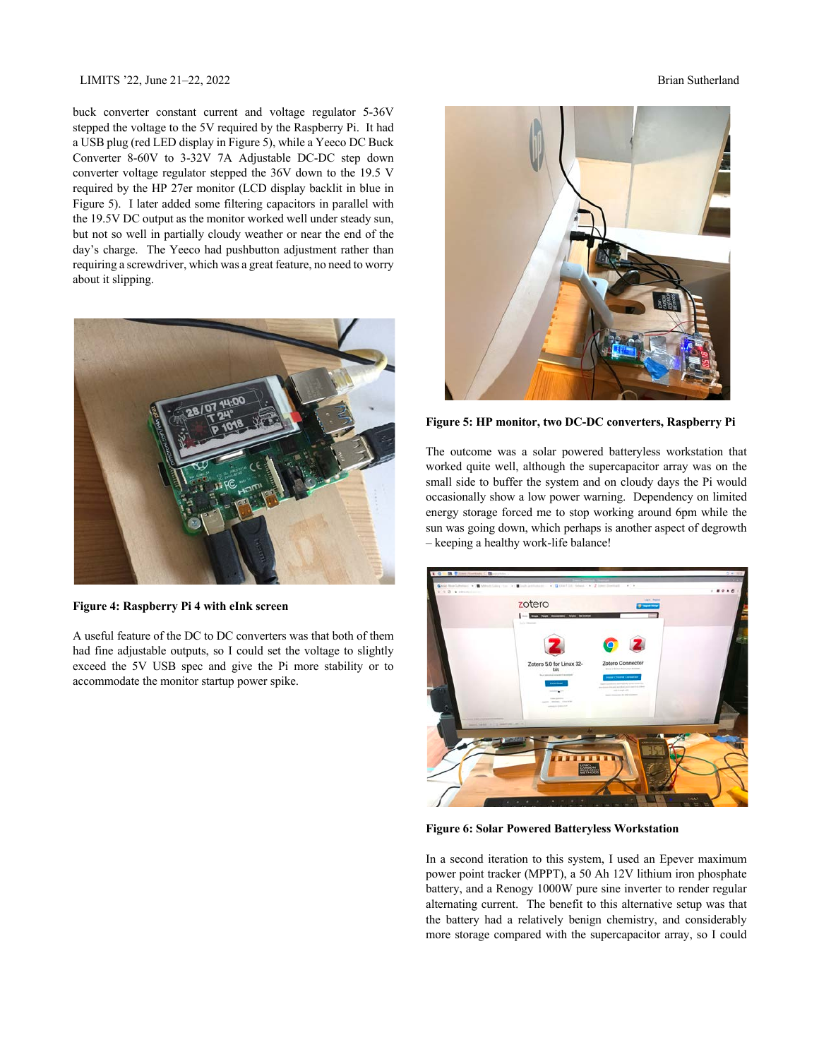buck converter constant current and voltage regulator 5-36V stepped the voltage to the 5V required by the Raspberry Pi. It had a USB plug (red LED display in Figure 5), while a Yeeco DC Buck Converter 8-60V to 3-32V 7A Adjustable DC-DC step down converter voltage regulator stepped the 36V down to the 19.5 V required by the HP 27er monitor (LCD display backlit in blue in Figure 5). I later added some filtering capacitors in parallel with the 19.5V DC output as the monitor worked well under steady sun, but not so well in partially cloudy weather or near the end of the day's charge. The Yeeco had pushbutton adjustment rather than requiring a screwdriver, which was a great feature, no need to worry about it slipping.

**Figure 4: Raspberry Pi 4 with eInk screen**

A useful feature of the DC to DC converters was that both of them had fine adjustable outputs, so I could set the voltage to slightly exceed the 5V USB spec and give the Pi more stability or to accommodate the monitor startup power spike.

**Figure 5: HP monitor, two DC-DC converters, Raspberry Pi**

The outcome was a solar powered batteryless workstation that worked quite well, although the supercapacitor array was on the small side to buffer the system and on cloudy days the Pi would occasionally show a low power warning. Dependency on limited energy storage forced me to stop working around 6pm while the sun was going down, which perhaps is another aspect of degrowth – keeping a healthy work-life balance!

**Figure 6: Solar Powered Batteryless Workstation**

In a second iteration to this system, I used an Epever maximum power point tracker (MPPT), a 50 Ah 12V lithium iron phosphate battery, and a Renogy 1000W pure sine inverter to render regular alternating current. The benefit to this alternative setup was that the battery had a relatively benign chemistry, and considerably more storage compared with the supercapacitor array, so I could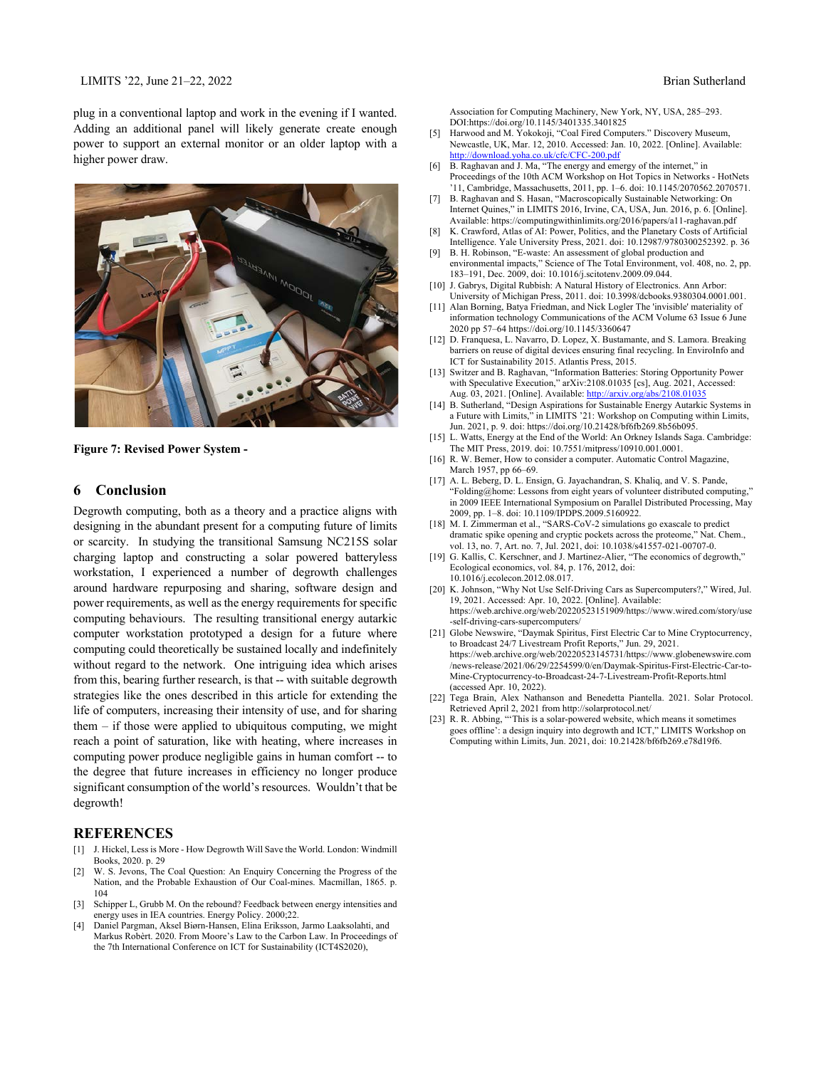plug in a conventional laptop and work in the evening if I wanted. Adding an additional panel will likely generate create enough power to support an external monitor or an older laptop with a higher power draw.

**Figure 7: Revised Power System -**

## 6 Conclusion

Degrowth computing, both as a theory and a practice aligns with designing in the abundant present for a computing future of limits or scarcity. In studying the transitional Samsung NC215S solar charging laptop and constructing a solar powered batteryless workstation, I experienced a number of degrowth challenges around hardware repurposing and sharing, software design and power requirements, as well as the energy requirements for specific computing behaviours. The resulting transitional energy autarkic computer workstation prototyped a design for a future where computing could theoretically be sustained locally and indefinitely without regard to the network. One intriguing idea which arises from this, bearing further research, is that -- with suitable degrowth strategies like the ones described in this article for extending the life of computers, increasing their intensity of use, and for sharing them – if those were applied to ubiquitous computing, we might reach a point of saturation, like with heating, where increases in computing power produce negligible gains in human comfort -- to the degree that future increases in efficiency no longer produce significant consumption of the world's resources. Wouldn't that be degrowth!

## REFERENCES

[1] J. Hickel, Less is More - How Degrowth Will Save the World. London: Windmill Books, 2020. p. 29

[2] W. S. Jevons, The Coal Question: An Enquiry Concerning the Progress of the Nation, and the Probable Exhaustion of Our Coal-mines. Macmillan, 1865. p. 104

[3] Schipper L, Grubb M. On the rebound? Feedback between energy intensities and energy uses in IEA countries. Energy Policy. 2000;22.

[4] Daniel Pargman, Aksel Biørn-Hansen, Elina Eriksson, Jarmo Laaksolahti, and Markus Robèrt. 2020. From Moore's Law to the Carbon Law. In Proceedings of the 7th International Conference on ICT for Sustainability (ICT4S2020), Association for Computing Machinery, New York, NY, USA, 285–293. DOI:https://doi.org/10.1145/3401335.3401825

[5] Harwood and M. Yokokoji, "Coal Fired Computers." Discovery Museum, Newcastle, UK, Mar. 12, 2010. Accessed: Jan. 10, 2022. [Online]. Available: http://download.yoha.co.uk/cfc/CFC-200.pdf

[6] B. Raghavan and J. Ma, "The energy and emergy of the internet," in Proceedings of the 10th ACM Workshop on Hot Topics in Networks - HotNets '11, Cambridge, Massachusetts, 2011, pp. 1–6. doi: 10.1145/2070562.2070571.

[7] B. Raghavan and S. Hasan, "Macroscopically Sustainable Networking: On Internet Quines," in LIMITS 2016, Irvine, CA, USA, Jun. 2016, p. 6. [Online]. Available: https://computingwithinlimits.org/2016/papers/a11-raghavan.pdf

[8] K. Crawford, Atlas of AI: Power, Politics, and the Planetary Costs of Artificial Intelligence. Yale University Press, 2021. doi: 10.12987/9780300252392. p. 36

[9] B. H. Robinson, "E-waste: An assessment of global production and environmental impacts," Science of The Total Environment, vol. 408, no. 2, pp. 183–191, Dec. 2009, doi: 10.1016/j.scitotenv.2009.09.044.

[10] J. Gabrys, Digital Rubbish: A Natural History of Electronics. Ann Arbor: University of Michigan Press, 2011. doi: 10.3998/dcbooks.9380304.0001.001.

[11] Alan Borning, Batya Friedman, and Nick Logler The 'invisible' materiality of information technology Communications of the ACM Volume 63 Issue 6 June 2020 pp 57–64 https://doi.org/10.1145/3360647

[12] D. Franquesa, L. Navarro, D. Lopez, X. Bustamante, and S. Lamora. Breaking barriers on reuse of digital devices ensuring final recycling. In EnviroInfo and ICT for Sustainability 2015. Atlantis Press, 2015.

[13] Switzer and B. Raghavan, "Information Batteries: Storing Opportunity Power with Speculative Execution," arXiv:2108.01035 [cs], Aug. 2021, Accessed: Aug. 03, 2021. [Online]. Available: http://arxiv.org/abs/2108.01035

[14] B. Sutherland, "Design Aspirations for Sustainable Energy Autarkic Systems in a Future with Limits," in LIMITS '21: Workshop on Computing within Limits, Jun. 2021, p. 9. doi: https://doi.org/10.21428/bf6fb269.8b56b095.

[15] L. Watts, Energy at the End of the World: An Orkney Islands Saga. Cambridge: The MIT Press, 2019. doi: 10.7551/mitpress/10910.001.0001.

[16] R. W. Bemer, How to consider a computer. Automatic Control Magazine, March 1957, pp 66–69.

[17] A. L. Beberg, D. L. Ensign, G. Jayachandran, S. Khaliq, and V. S. Pande, "Folding@home: Lessons from eight years of volunteer distributed computing," in 2009 IEEE International Symposium on Parallel Distributed Processing, May 2009, pp. 1–8. doi: 10.1109/IPDPS.2009.5160922.

[18] M. I. Zimmerman et al., "SARS-CoV-2 simulations go exascale to predict dramatic spike opening and cryptic pockets across the proteome," Nat. Chem., vol. 13, no. 7, Art. no. 7, Jul. 2021, doi: 10.1038/s41557-021-00707-0.

[19] G. Kallis, C. Kerschner, and J. Martinez-Alier, "The economics of degrowth," Ecological economics, vol. 84, p. 176, 2012, doi: 10.1016/j.ecolecon.2012.08.017.

[20] K. Johnson, "Why Not Use Self-Driving Cars as Supercomputers?," Wired, Jul. 19, 2021. Accessed: Apr. 10, 2022. [Online]. Available: https://web.archive.org/web/20220523151909/https://www.wired.com/story/use-self-driving-cars-supercomputers/

[21] Globe Newswire, "Daymak Spiritus, First Electric Car to Mine Cryptocurrency, to Broadcast 24/7 Livestream Profit Reports," Jun. 29, 2021. https://web.archive.org/web/20220523145731/https://www.globenewswire.com/news-release/2021/06/29/2254599/0/en/Daymak-Spiritus-First-Electric-Car-to-Mine-Cryptocurrency-to-Broadcast-24-7-Livestream-Profit-Reports.html (accessed Apr. 10, 2022).

[22] Tega Brain, Alex Nathanson and Benedetta Piantella. 2021. Solar Protocol. Retrieved April 2, 2021 from http://solarprotocol.net/

[23] R. R. Abbing, "'This is a solar-powered website, which means it sometimes goes offline': a design inquiry into degrowth and ICT," LIMITS Workshop on Computing within Limits, Jun. 2021, doi: 10.21428/bf6fb269.e78d19f6.